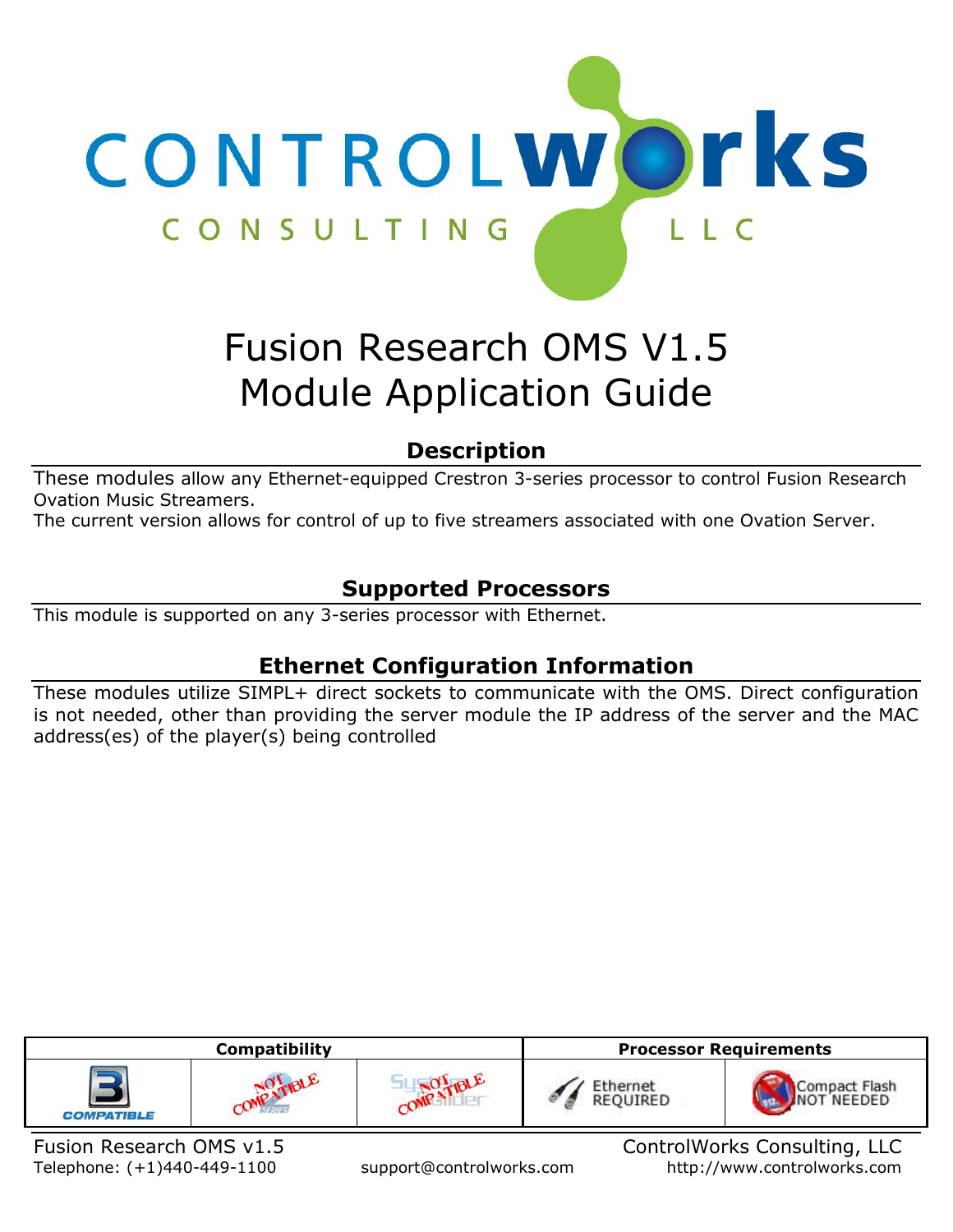# Fusion Research OMS V1.5
# Module Application Guide

## Description

These modules allow any Ethernet-equipped Crestron 3-series processor to control Fusion Research Ovation Music Streamers.
The current version allows for control of up to five streamers associated with one Ovation Server.

## Supported Processors

This module is supported on any 3-series processor with Ethernet.

## Ethernet Configuration Information

These modules utilize SIMPL+ direct sockets to communicate with the OMS. Direct configuration is not needed, other than providing the server module the IP address of the server and the MAC address(es) of the player(s) being controlled

| Compatibility | | | Processor Requirements | |
|---|---|---|---|---|
| 3 Series COMPATIBLE | 2 Series NOT COMPATIBLE | SystemBuilder NOT COMPATIBLE | Ethernet REQUIRED | Compact Flash NOT NEEDED |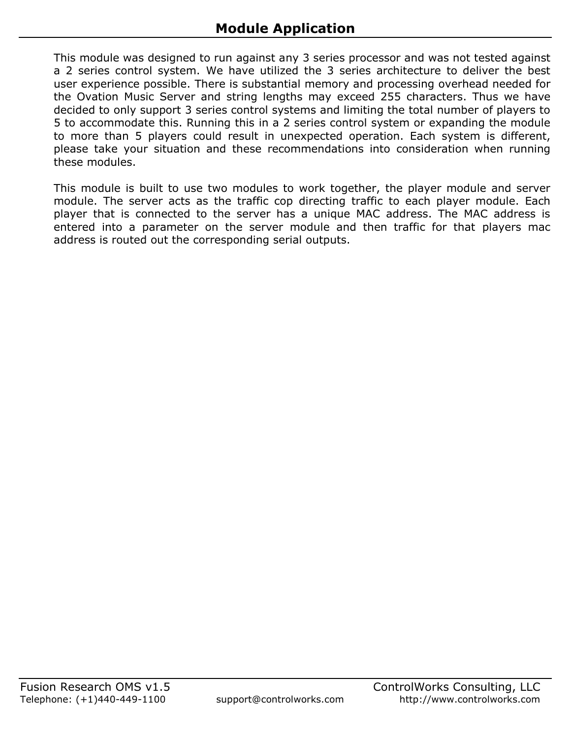# Module Application

This module was designed to run against any 3 series processor and was not tested against a 2 series control system. We have utilized the 3 series architecture to deliver the best user experience possible. There is substantial memory and processing overhead needed for the Ovation Music Server and string lengths may exceed 255 characters. Thus we have decided to only support 3 series control systems and limiting the total number of players to 5 to accommodate this. Running this in a 2 series control system or expanding the module to more than 5 players could result in unexpected operation. Each system is different, please take your situation and these recommendations into consideration when running these modules.

This module is built to use two modules to work together, the player module and server module. The server acts as the traffic cop directing traffic to each player module. Each player that is connected to the server has a unique MAC address. The MAC address is entered into a parameter on the server module and then traffic for that players mac address is routed out the corresponding serial outputs.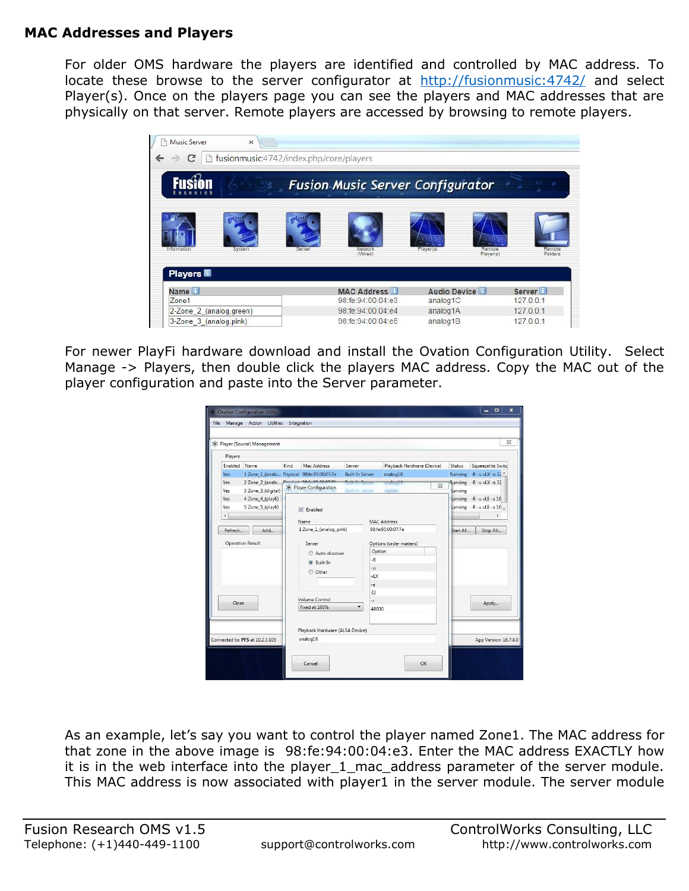**MAC Addresses and Players**

For older OMS hardware the players are identified and controlled by MAC address. To locate these browse to the server configurator at http://fusionmusic:4742/ and select Player(s). Once on the players page you can see the players and MAC addresses that are physically on that server. Remote players are accessed by browsing to remote players.

For newer PlayFi hardware download and install the Ovation Configuration Utility. Select Manage -> Players, then double click the players MAC address. Copy the MAC out of the player configuration and paste into the Server parameter.

As an example, let's say you want to control the player named Zone1. The MAC address for that zone in the above image is 98:fe:94:00:04:e3. Enter the MAC address EXACTLY how it is in the web interface into the player_1_mac_address parameter of the server module. This MAC address is now associated with player1 in the server module. The server module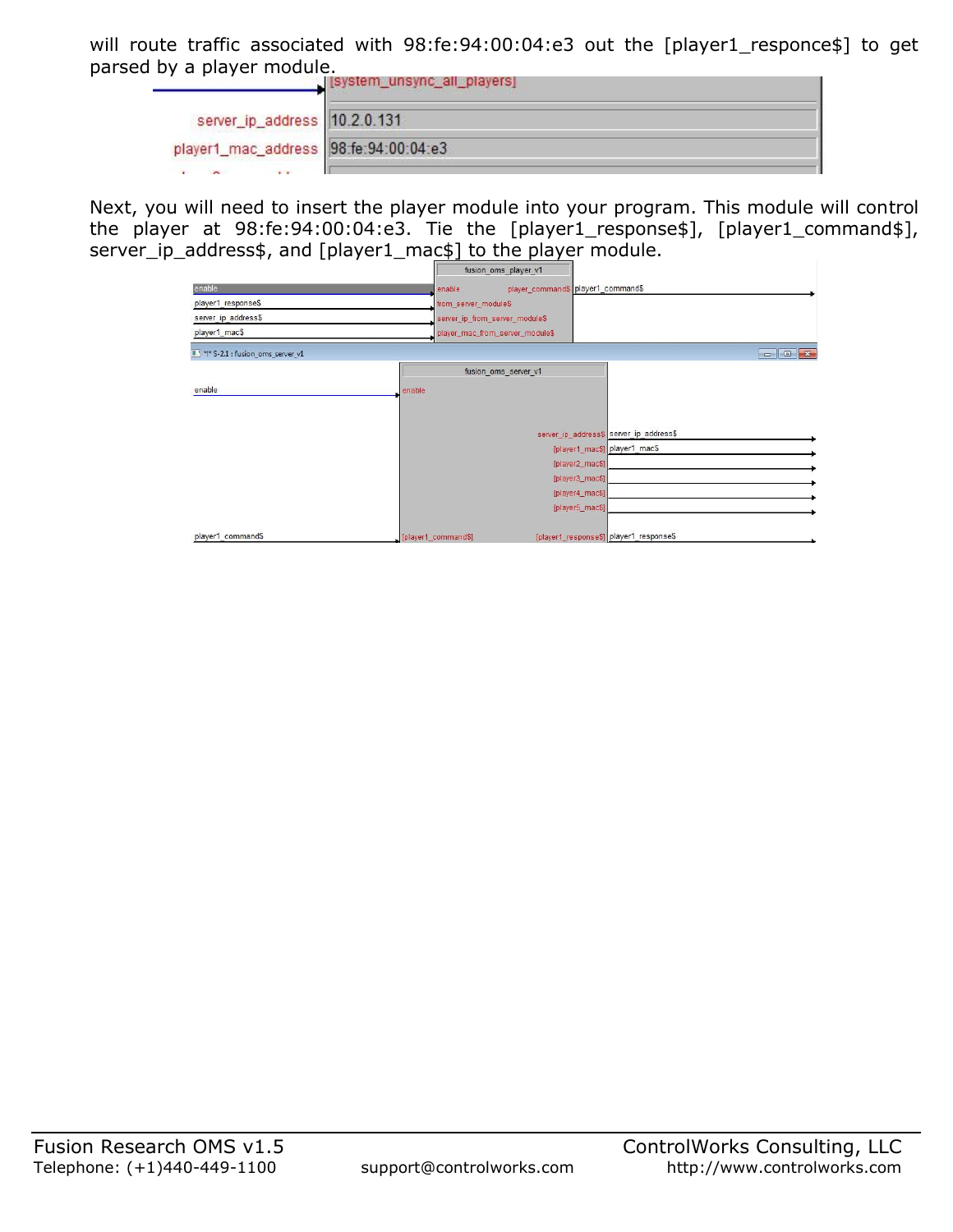will route traffic associated with 98:fe:94:00:04:e3 out the [player1_responce$] to get parsed by a player module.

| | |
|---|---|
| | [system_unsync_all_players] |
| server_ip_address | 10.2.0.131 |
| player1_mac_address | 98:fe:94:00:04:e3 |

Next, you will need to insert the player module into your program. This module will control the player at 98:fe:94:00:04:e3. Tie the [player1_response$], [player1_command$], server_ip_address$, and [player1_mac$] to the player module.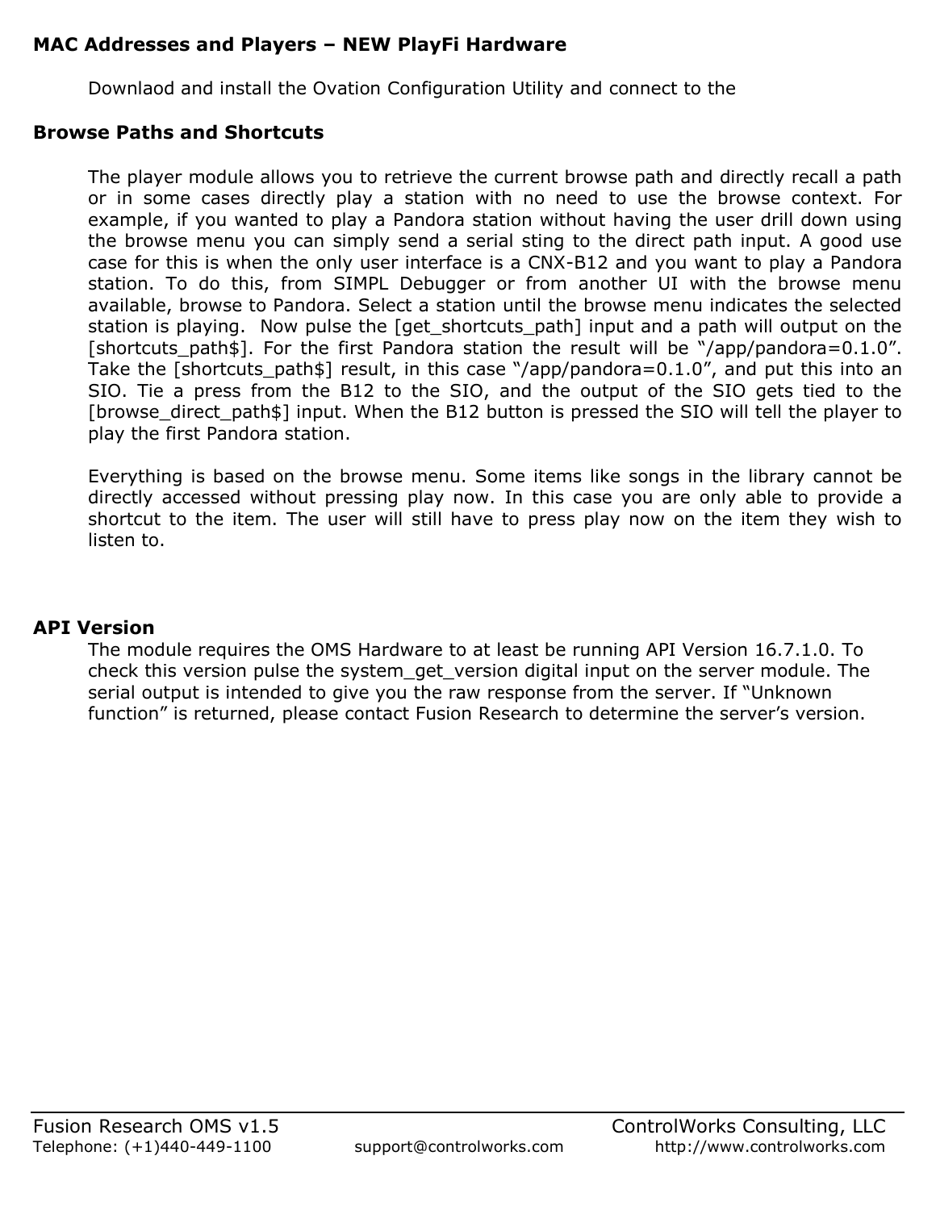## MAC Addresses and Players – NEW PlayFi Hardware

Downlaod and install the Ovation Configuration Utility and connect to the

## Browse Paths and Shortcuts

The player module allows you to retrieve the current browse path and directly recall a path or in some cases directly play a station with no need to use the browse context. For example, if you wanted to play a Pandora station without having the user drill down using the browse menu you can simply send a serial sting to the direct path input. A good use case for this is when the only user interface is a CNX-B12 and you want to play a Pandora station. To do this, from SIMPL Debugger or from another UI with the browse menu available, browse to Pandora. Select a station until the browse menu indicates the selected station is playing. Now pulse the [get_shortcuts_path] input and a path will output on the [shortcuts_path$]. For the first Pandora station the result will be "/app/pandora=0.1.0". Take the [shortcuts_path$] result, in this case "/app/pandora=0.1.0", and put this into an SIO. Tie a press from the B12 to the SIO, and the output of the SIO gets tied to the [browse_direct_path$] input. When the B12 button is pressed the SIO will tell the player to play the first Pandora station.

Everything is based on the browse menu. Some items like songs in the library cannot be directly accessed without pressing play now. In this case you are only able to provide a shortcut to the item. The user will still have to press play now on the item they wish to listen to.

## API Version

The module requires the OMS Hardware to at least be running API Version 16.7.1.0. To check this version pulse the system_get_version digital input on the server module. The serial output is intended to give you the raw response from the server. If "Unknown function" is returned, please contact Fusion Research to determine the server's version.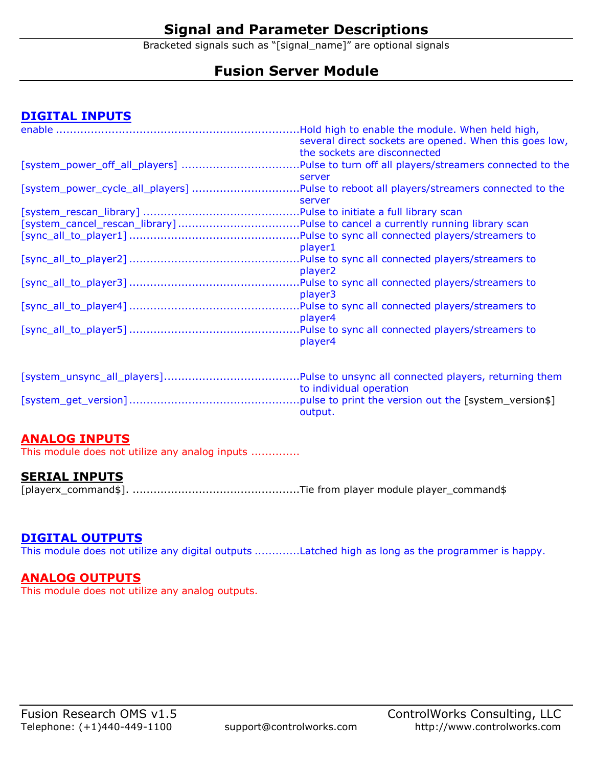# Signal and Parameter Descriptions

Bracketed signals such as "[signal_name]" are optional signals

## Fusion Server Module

### DIGITAL INPUTS

enable ..................................................................... Hold high to enable the module. When held high, several direct sockets are opened. When this goes low, the sockets are disconnected

[system_power_off_all_players] ................................. Pulse to turn off all players/streamers connected to the server

[system_power_cycle_all_players] .............................. Pulse to reboot all players/streamers connected to the server

[system_rescan_library] ............................................ Pulse to initiate a full library scan

[system_cancel_rescan_library] .................................. Pulse to cancel a currently running library scan

[sync_all_to_player1] ................................................ Pulse to sync all connected players/streamers to player1

[sync_all_to_player2] ................................................ Pulse to sync all connected players/streamers to player2

[sync_all_to_player3] ................................................ Pulse to sync all connected players/streamers to player3

[sync_all_to_player4] ................................................ Pulse to sync all connected players/streamers to player4

[sync_all_to_player5] ................................................ Pulse to sync all connected players/streamers to player4

[system_unsync_all_players]...................................... Pulse to unsync all connected players, returning them to individual operation

[system_get_version] ................................................ pulse to print the version out the [system_version$] output.

### ANALOG INPUTS

This module does not utilize any analog inputs .............

### SERIAL INPUTS

[playerx_command$]. ............................................... Tie from player module player_command$

### DIGITAL OUTPUTS

This module does not utilize any digital outputs ............ Latched high as long as the programmer is happy.

### ANALOG OUTPUTS

This module does not utilize any analog outputs.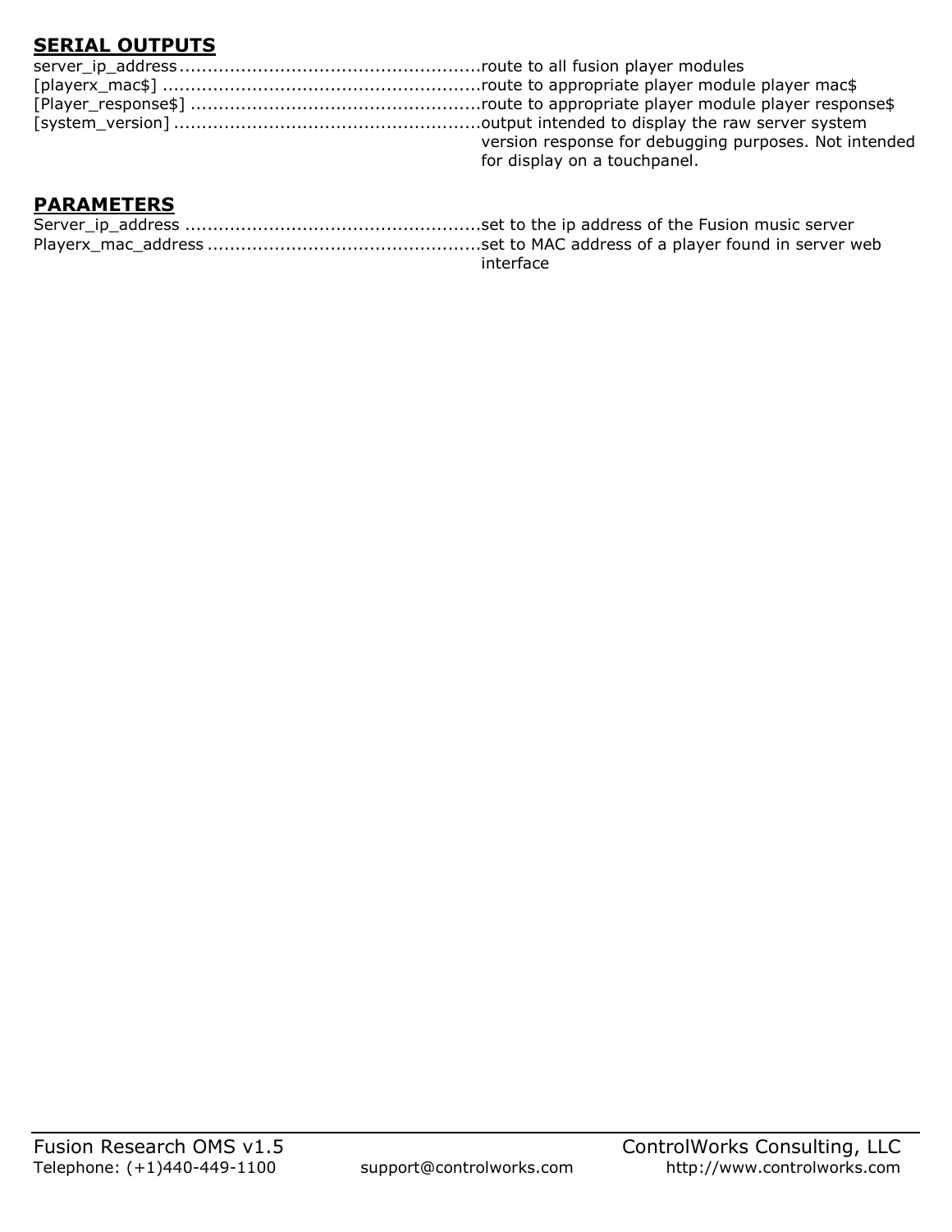## SERIAL OUTPUTS

server_ip_address ......................................................route to all fusion player modules
[playerx_mac$] .........................................................route to appropriate player module player mac$
[Player_response$] ...................................................route to appropriate player module player response$
[system_version] .......................................................output intended to display the raw server system version response for debugging purposes. Not intended for display on a touchpanel.

## PARAMETERS

Server_ip_address .....................................................set to the ip address of the Fusion music server
Playerx_mac_address .................................................set to MAC address of a player found in server web interface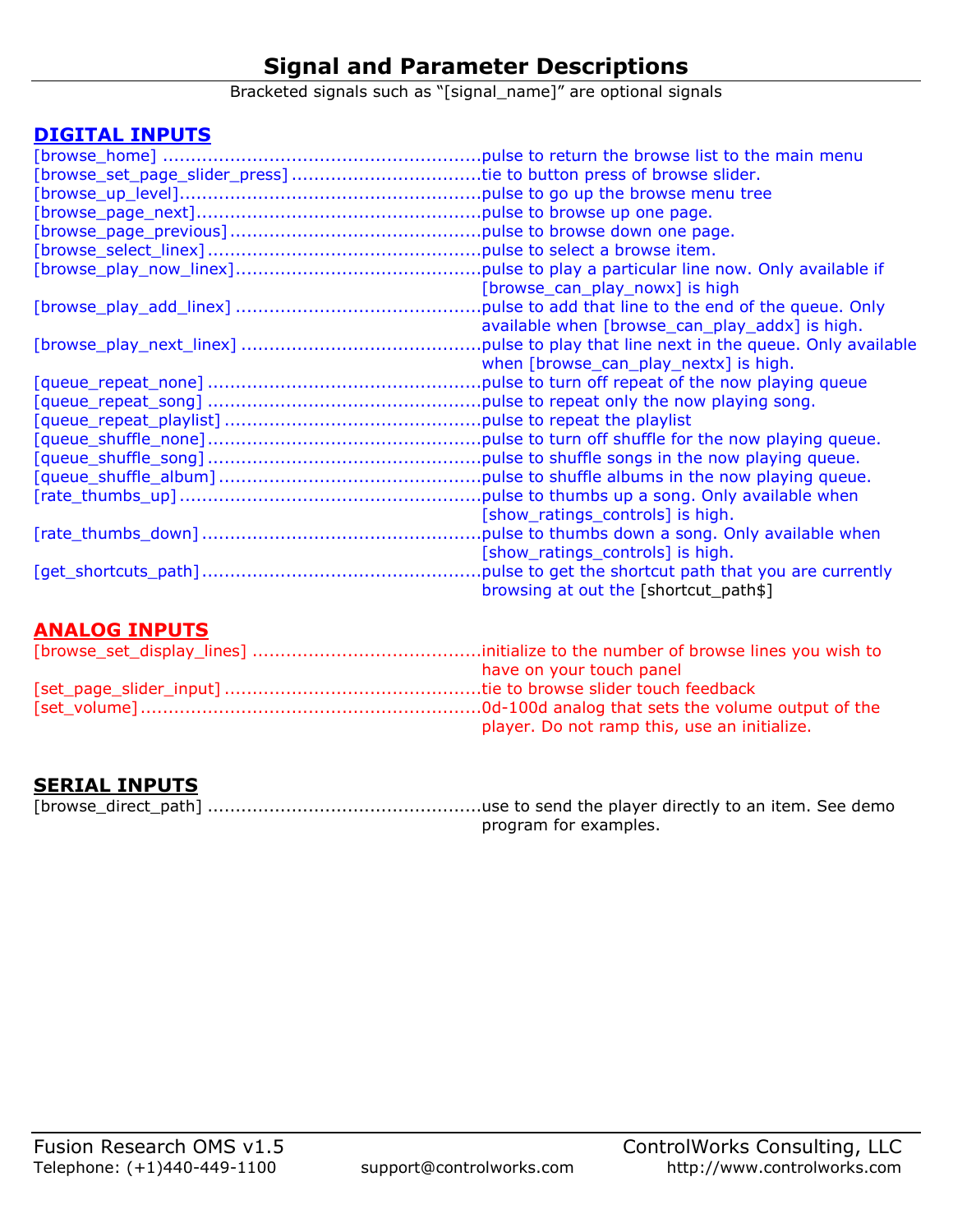# Signal and Parameter Descriptions

Bracketed signals such as "[signal_name]" are optional signals

## DIGITAL INPUTS

[browse_home] ........................................................pulse to return the browse list to the main menu
[browse_set_page_slider_press] .................................tie to button press of browse slider.
[browse_up_level]....................................................pulse to go up the browse menu tree
[browse_page_next]..................................................pulse to browse up one page.
[browse_page_previous]............................................pulse to browse down one page.
[browse_select_linex]................................................pulse to select a browse item.
[browse_play_now_linex]...........................................pulse to play a particular line now. Only available if [browse_can_play_nowx] is high
[browse_play_add_linex] ...........................................pulse to add that line to the end of the queue. Only available when [browse_can_play_addx] is high.
[browse_play_next_linex] ..........................................pulse to play that line next in the queue. Only available when [browse_can_play_nextx] is high.
[queue_repeat_none] ................................................pulse to turn off repeat of the now playing queue
[queue_repeat_song] ................................................pulse to repeat only the now playing song.
[queue_repeat_playlist] .............................................pulse to repeat the playlist
[queue_shuffle_none]................................................pulse to turn off shuffle for the now playing queue.
[queue_shuffle_song]................................................pulse to shuffle songs in the now playing queue.
[queue_shuffle_album]..............................................pulse to shuffle albums in the now playing queue.
[rate_thumbs_up].....................................................pulse to thumbs up a song. Only available when [show_ratings_controls] is high.
[rate_thumbs_down].................................................pulse to thumbs down a song. Only available when [show_ratings_controls] is high.
[get_shortcuts_path].................................................pulse to get the shortcut path that you are currently browsing at out the [shortcut_path$]

## ANALOG INPUTS

[browse_set_display_lines] ........................................initialize to the number of browse lines you wish to have on your touch panel
[set_page_slider_input] .............................................tie to browse slider touch feedback
[set_volume]............................................................0d-100d analog that sets the volume output of the player. Do not ramp this, use an initialize.

## SERIAL INPUTS

[browse_direct_path] ................................................use to send the player directly to an item. See demo program for examples.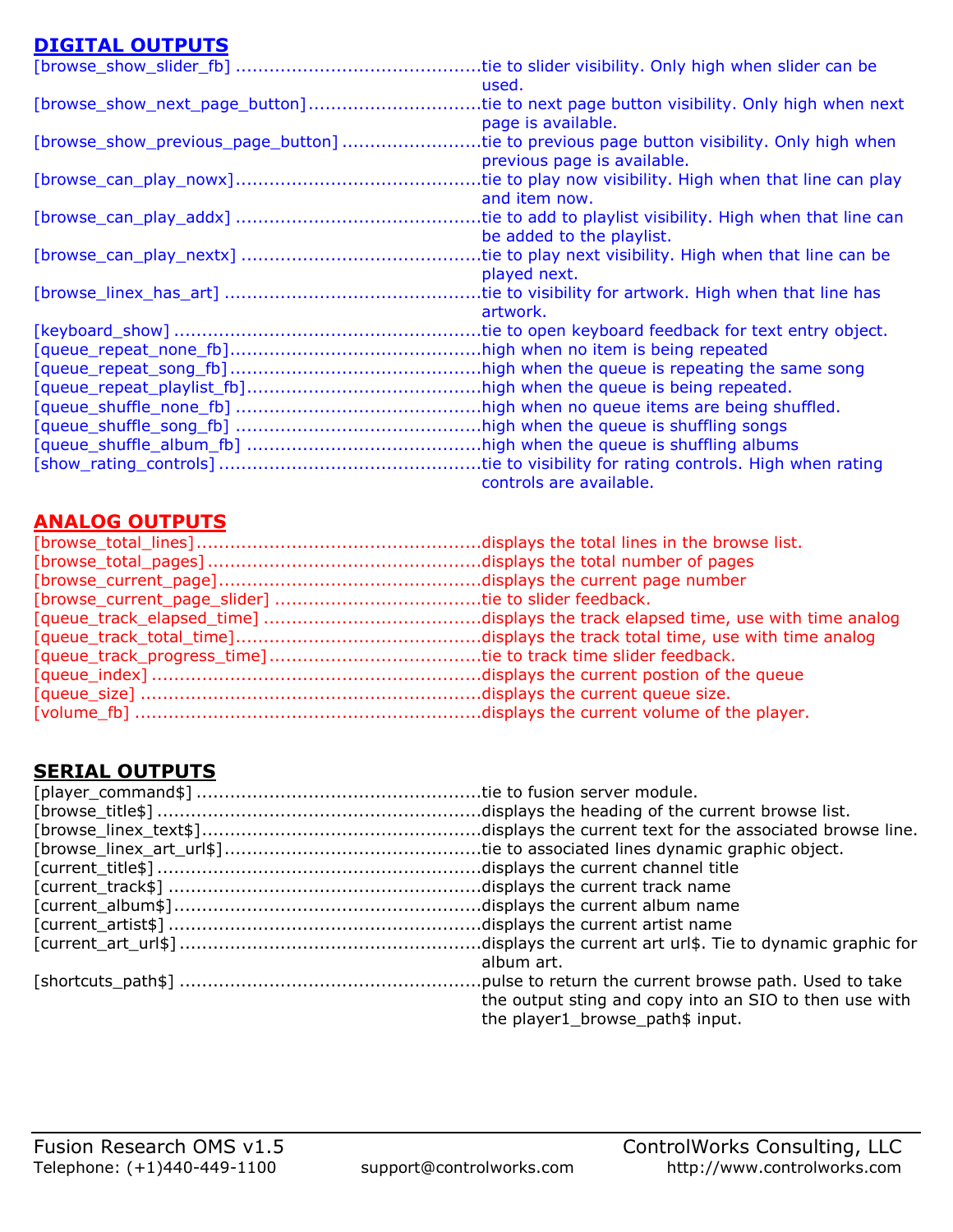## DIGITAL OUTPUTS

[browse_show_slider_fb] ............................................tie to slider visibility. Only high when slider can be used.
[browse_show_next_page_button]...............................tie to next page button visibility. Only high when next page is available.
[browse_show_previous_page_button] .........................tie to previous page button visibility. Only high when previous page is available.
[browse_can_play_nowx]............................................tie to play now visibility. High when that line can play and item now.
[browse_can_play_addx] ............................................tie to add to playlist visibility. High when that line can be added to the playlist.
[browse_can_play_nextx] ...........................................tie to play next visibility. High when that line can be played next.
[browse_linex_has_art] .............................................tie to visibility for artwork. High when that line has artwork.
[keyboard_show] .......................................................tie to open keyboard feedback for text entry object.
[queue_repeat_none_fb]............................................high when no item is being repeated
[queue_repeat_song_fb]............................................high when the queue is repeating the same song
[queue_repeat_playlist_fb]..........................................high when the queue is being repeated.
[queue_shuffle_none_fb] ...........................................high when no queue items are being shuffled.
[queue_shuffle_song_fb] ...........................................high when the queue is shuffling songs
[queue_shuffle_album_fb] .........................................high when the queue is shuffling albums
[show_rating_controls] ..............................................tie to visibility for rating controls. High when rating controls are available.

## ANALOG OUTPUTS

[browse_total_lines]..................................................displays the total lines in the browse list.
[browse_total_pages].................................................displays the total number of pages
[browse_current_page]...............................................displays the current page number
[browse_current_page_slider] ....................................tie to slider feedback.
[queue_track_elapsed_time] ......................................displays the track elapsed time, use with time analog
[queue_track_total_time]...........................................displays the track total time, use with time analog
[queue_track_progress_time].....................................tie to track time slider feedback.
[queue_index] ..........................................................displays the current postion of the queue
[queue_size] ............................................................displays the current queue size.
[volume_fb] .............................................................displays the current volume of the player.

## SERIAL OUTPUTS

[player_command$] ..................................................tie to fusion server module.
[browse_title$] .........................................................displays the heading of the current browse list.
[browse_linex_text$].................................................displays the current text for the associated browse line.
[browse_linex_art_url$]..............................................tie to associated lines dynamic graphic object.
[current_title$] .........................................................displays the current channel title
[current_track$] ........................................................displays the current track name
[current_album$].......................................................displays the current album name
[current_artist$] ........................................................displays the current artist name
[current_art_url$] .....................................................displays the current art url$. Tie to dynamic graphic for album art.
[shortcuts_path$] .....................................................pulse to return the current browse path. Used to take the output sting and copy into an SIO to then use with the player1_browse_path$ input.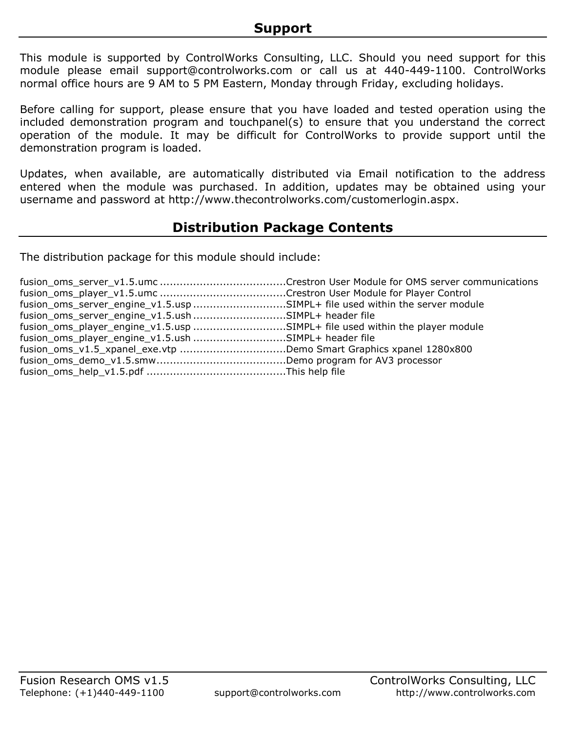## Support

This module is supported by ControlWorks Consulting, LLC. Should you need support for this module please email support@controlworks.com or call us at 440-449-1100. ControlWorks normal office hours are 9 AM to 5 PM Eastern, Monday through Friday, excluding holidays.

Before calling for support, please ensure that you have loaded and tested operation using the included demonstration program and touchpanel(s) to ensure that you understand the correct operation of the module. It may be difficult for ControlWorks to provide support until the demonstration program is loaded.

Updates, when available, are automatically distributed via Email notification to the address entered when the module was purchased. In addition, updates may be obtained using your username and password at http://www.thecontrolworks.com/customerlogin.aspx.

## Distribution Package Contents

The distribution package for this module should include:

fusion_oms_server_v1.5.umc ......................................Crestron User Module for OMS server communications
fusion_oms_player_v1.5.umc ......................................Crestron User Module for Player Control
fusion_oms_server_engine_v1.5.usp ............................SIMPL+ file used within the server module
fusion_oms_server_engine_v1.5.ush ............................SIMPL+ header file
fusion_oms_player_engine_v1.5.usp ............................SIMPL+ file used within the player module
fusion_oms_player_engine_v1.5.ush ............................SIMPL+ header file
fusion_oms_v1.5_xpanel_exe.vtp ................................Demo Smart Graphics xpanel 1280x800
fusion_oms_demo_v1.5.smw.......................................Demo program for AV3 processor
fusion_oms_help_v1.5.pdf ..........................................This help file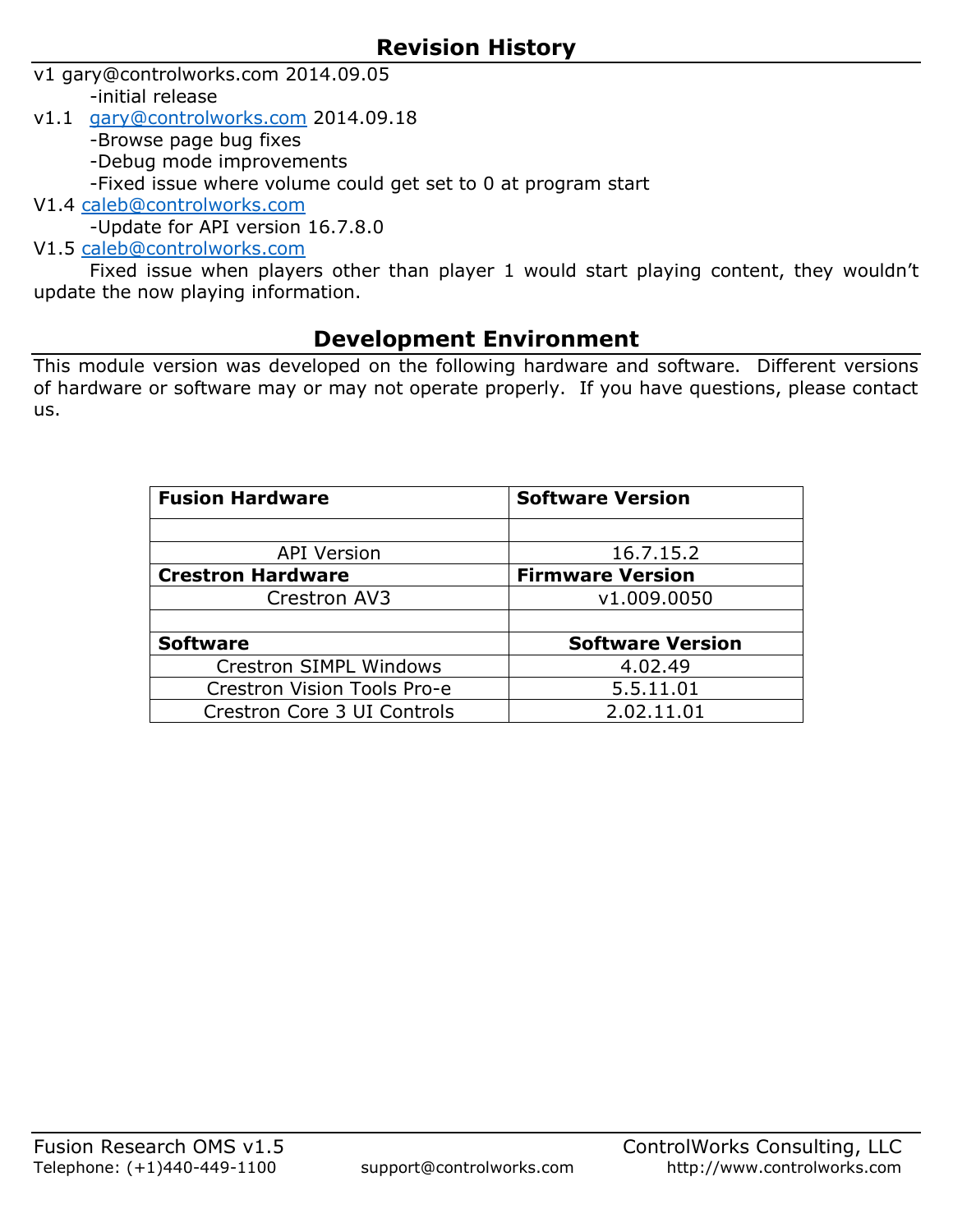## Revision History

v1 gary@controlworks.com 2014.09.05

-initial release

v1.1 gary@controlworks.com 2014.09.18

-Browse page bug fixes

-Debug mode improvements

-Fixed issue where volume could get set to 0 at program start

V1.4 caleb@controlworks.com

-Update for API version 16.7.8.0

V1.5 caleb@controlworks.com

Fixed issue when players other than player 1 would start playing content, they wouldn't update the now playing information.

## Development Environment

This module version was developed on the following hardware and software. Different versions of hardware or software may or may not operate properly. If you have questions, please contact us.

| **Fusion Hardware** | **Software Version** |
|---|---|
| | |
| API Version | 16.7.15.2 |
| **Crestron Hardware** | **Firmware Version** |
| Crestron AV3 | v1.009.0050 |
| | |
| **Software** | **Software Version** |
| Crestron SIMPL Windows | 4.02.49 |
| Crestron Vision Tools Pro-e | 5.5.11.01 |
| Crestron Core 3 UI Controls | 2.02.11.01 |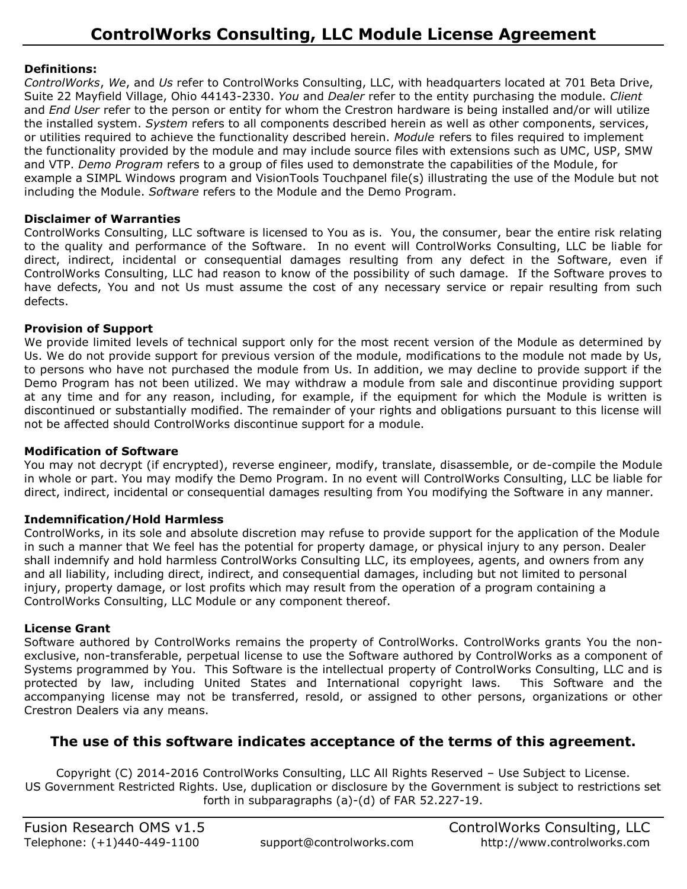# ControlWorks Consulting, LLC Module License Agreement

**Definitions:**
*ControlWorks*, *We*, and *Us* refer to ControlWorks Consulting, LLC, with headquarters located at 701 Beta Drive, Suite 22 Mayfield Village, Ohio 44143-2330. *You* and *Dealer* refer to the entity purchasing the module. *Client* and *End User* refer to the person or entity for whom the Crestron hardware is being installed and/or will utilize the installed system. *System* refers to all components described herein as well as other components, services, or utilities required to achieve the functionality described herein. *Module* refers to files required to implement the functionality provided by the module and may include source files with extensions such as UMC, USP, SMW and VTP. *Demo Program* refers to a group of files used to demonstrate the capabilities of the Module, for example a SIMPL Windows program and VisionTools Touchpanel file(s) illustrating the use of the Module but not including the Module. *Software* refers to the Module and the Demo Program.

**Disclaimer of Warranties**
ControlWorks Consulting, LLC software is licensed to You as is. You, the consumer, bear the entire risk relating to the quality and performance of the Software. In no event will ControlWorks Consulting, LLC be liable for direct, indirect, incidental or consequential damages resulting from any defect in the Software, even if ControlWorks Consulting, LLC had reason to know of the possibility of such damage. If the Software proves to have defects, You and not Us must assume the cost of any necessary service or repair resulting from such defects.

**Provision of Support**
We provide limited levels of technical support only for the most recent version of the Module as determined by Us. We do not provide support for previous version of the module, modifications to the module not made by Us, to persons who have not purchased the module from Us. In addition, we may decline to provide support if the Demo Program has not been utilized. We may withdraw a module from sale and discontinue providing support at any time and for any reason, including, for example, if the equipment for which the Module is written is discontinued or substantially modified. The remainder of your rights and obligations pursuant to this license will not be affected should ControlWorks discontinue support for a module.

**Modification of Software**
You may not decrypt (if encrypted), reverse engineer, modify, translate, disassemble, or de-compile the Module in whole or part. You may modify the Demo Program. In no event will ControlWorks Consulting, LLC be liable for direct, indirect, incidental or consequential damages resulting from You modifying the Software in any manner.

**Indemnification/Hold Harmless**
ControlWorks, in its sole and absolute discretion may refuse to provide support for the application of the Module in such a manner that We feel has the potential for property damage, or physical injury to any person. Dealer shall indemnify and hold harmless ControlWorks Consulting LLC, its employees, agents, and owners from any and all liability, including direct, indirect, and consequential damages, including but not limited to personal injury, property damage, or lost profits which may result from the operation of a program containing a ControlWorks Consulting, LLC Module or any component thereof.

**License Grant**
Software authored by ControlWorks remains the property of ControlWorks. ControlWorks grants You the non-exclusive, non-transferable, perpetual license to use the Software authored by ControlWorks as a component of Systems programmed by You. This Software is the intellectual property of ControlWorks Consulting, LLC and is protected by law, including United States and International copyright laws. This Software and the accompanying license may not be transferred, resold, or assigned to other persons, organizations or other Crestron Dealers via any means.

**The use of this software indicates acceptance of the terms of this agreement.**

Copyright (C) 2014-2016 ControlWorks Consulting, LLC All Rights Reserved – Use Subject to License.
US Government Restricted Rights. Use, duplication or disclosure by the Government is subject to restrictions set forth in subparagraphs (a)-(d) of FAR 52.227-19.